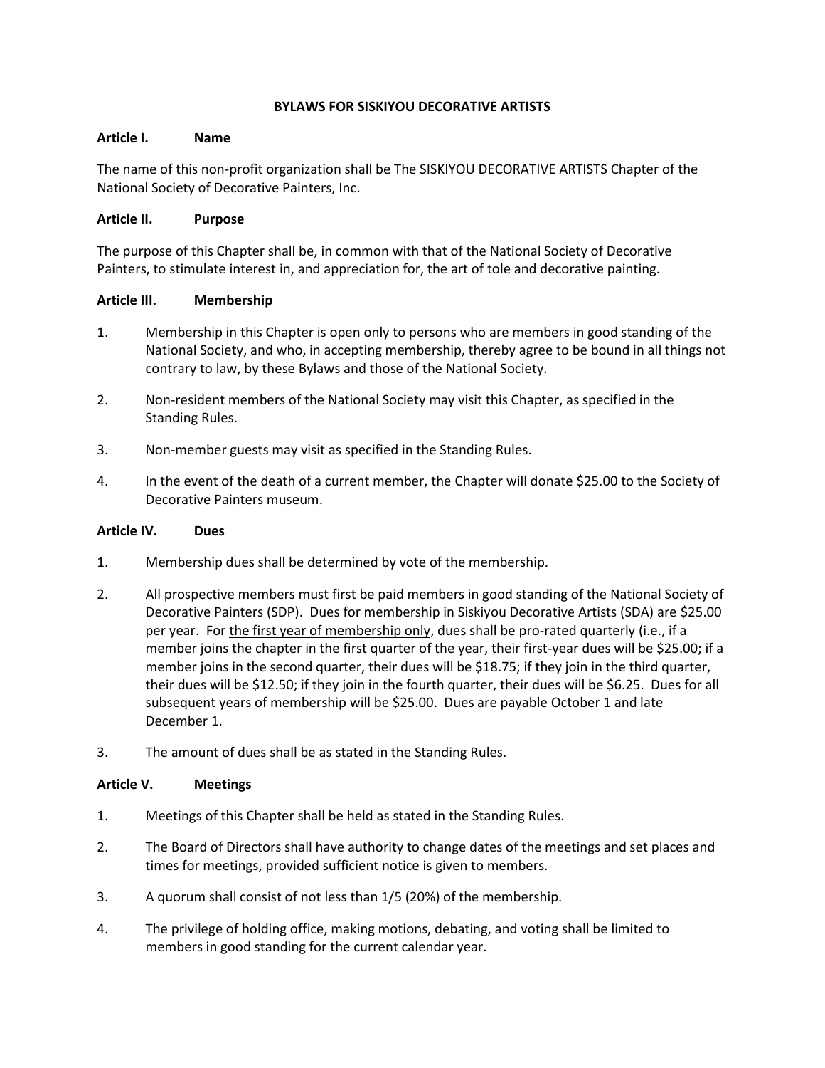# BYLAWS FOR SISKIYOU DECORATIVE ARTISTS

## Article I. Name

The name of this non-profit organization shall be The SISKIYOU DECORATIVE ARTISTS Chapter of the National Society of Decorative Painters, Inc.

## Article II. Purpose

The purpose of this Chapter shall be, in common with that of the National Society of Decorative Painters, to stimulate interest in, and appreciation for, the art of tole and decorative painting.

## Article III. Membership

1. Membership in this Chapter is open only to persons who are members in good standing of the National Society, and who, in accepting membership, thereby agree to be bound in all things not contrary to law, by these Bylaws and those of the National Society.

2. Non-resident members of the National Society may visit this Chapter, as specified in the Standing Rules.

3. Non-member guests may visit as specified in the Standing Rules.

4. In the event of the death of a current member, the Chapter will donate $25.00 to the Society of Decorative Painters museum.

## Article IV. Dues

1. Membership dues shall be determined by vote of the membership.

2. All prospective members must first be paid members in good standing of the National Society of Decorative Painters (SDP). Dues for membership in Siskiyou Decorative Artists (SDA) are $25.00 per year. For <u>the first year of membership only</u>, dues shall be pro-rated quarterly (i.e., if a member joins the chapter in the first quarter of the year, their first-year dues will be $25.00; if a member joins in the second quarter, their dues will be $18.75; if they join in the third quarter, their dues will be $12.50; if they join in the fourth quarter, their dues will be $6.25. Dues for all subsequent years of membership will be $25.00. Dues are payable October 1 and late December 1.

3. The amount of dues shall be as stated in the Standing Rules.

## Article V. Meetings

1. Meetings of this Chapter shall be held as stated in the Standing Rules.

2. The Board of Directors shall have authority to change dates of the meetings and set places and times for meetings, provided sufficient notice is given to members.

3. A quorum shall consist of not less than 1/5 (20%) of the membership.

4. The privilege of holding office, making motions, debating, and voting shall be limited to members in good standing for the current calendar year.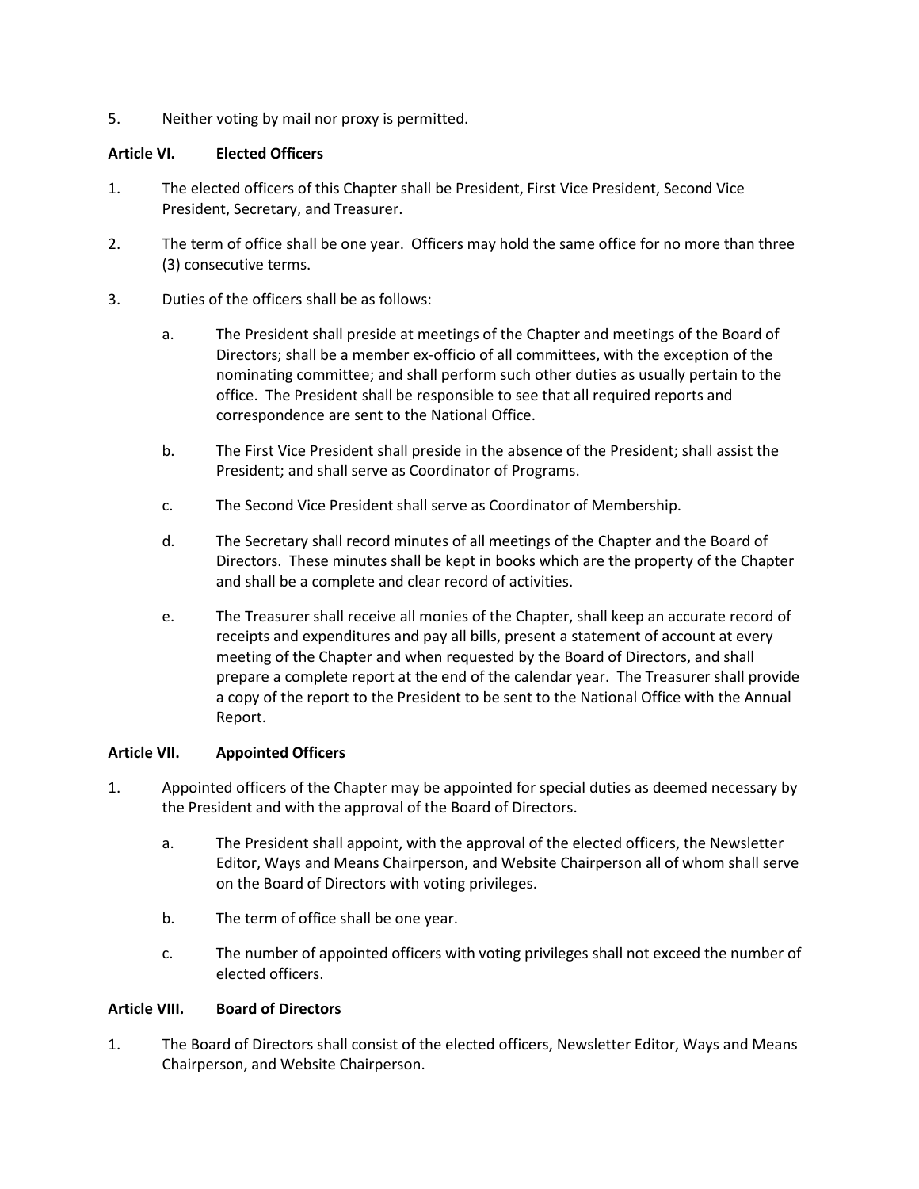5. Neither voting by mail nor proxy is permitted.

**Article VI. Elected Officers**

1. The elected officers of this Chapter shall be President, First Vice President, Second Vice President, Secretary, and Treasurer.

2. The term of office shall be one year. Officers may hold the same office for no more than three (3) consecutive terms.

3. Duties of the officers shall be as follows:

   a. The President shall preside at meetings of the Chapter and meetings of the Board of Directors; shall be a member ex-officio of all committees, with the exception of the nominating committee; and shall perform such other duties as usually pertain to the office. The President shall be responsible to see that all required reports and correspondence are sent to the National Office.

   b. The First Vice President shall preside in the absence of the President; shall assist the President; and shall serve as Coordinator of Programs.

   c. The Second Vice President shall serve as Coordinator of Membership.

   d. The Secretary shall record minutes of all meetings of the Chapter and the Board of Directors. These minutes shall be kept in books which are the property of the Chapter and shall be a complete and clear record of activities.

   e. The Treasurer shall receive all monies of the Chapter, shall keep an accurate record of receipts and expenditures and pay all bills, present a statement of account at every meeting of the Chapter and when requested by the Board of Directors, and shall prepare a complete report at the end of the calendar year. The Treasurer shall provide a copy of the report to the President to be sent to the National Office with the Annual Report.

**Article VII. Appointed Officers**

1. Appointed officers of the Chapter may be appointed for special duties as deemed necessary by the President and with the approval of the Board of Directors.

   a. The President shall appoint, with the approval of the elected officers, the Newsletter Editor, Ways and Means Chairperson, and Website Chairperson all of whom shall serve on the Board of Directors with voting privileges.

   b. The term of office shall be one year.

   c. The number of appointed officers with voting privileges shall not exceed the number of elected officers.

**Article VIII. Board of Directors**

1. The Board of Directors shall consist of the elected officers, Newsletter Editor, Ways and Means Chairperson, and Website Chairperson.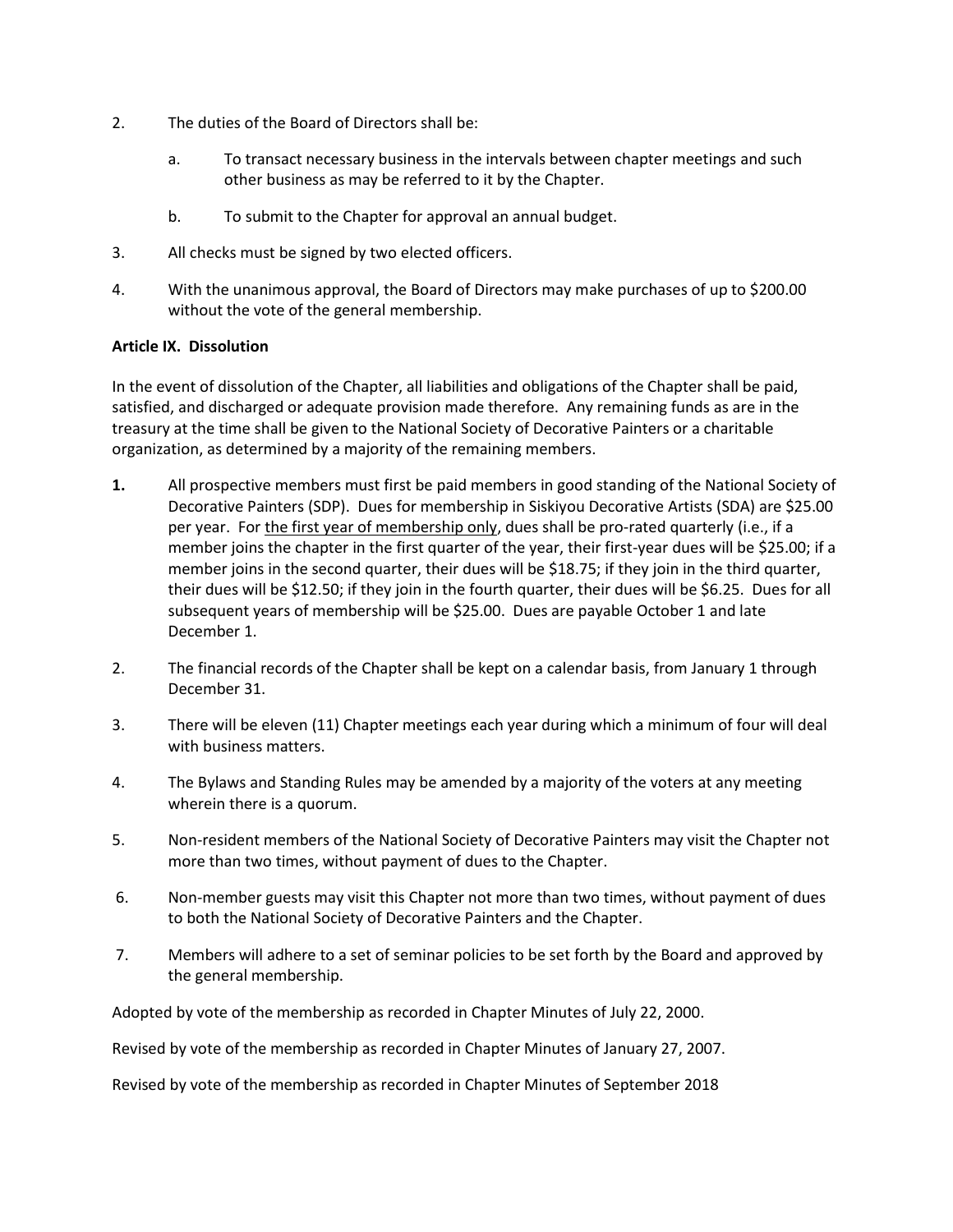2. The duties of the Board of Directors shall be:

   a. To transact necessary business in the intervals between chapter meetings and such other business as may be referred to it by the Chapter.

   b. To submit to the Chapter for approval an annual budget.

3. All checks must be signed by two elected officers.

4. With the unanimous approval, the Board of Directors may make purchases of up to $200.00 without the vote of the general membership.

**Article IX. Dissolution**

In the event of dissolution of the Chapter, all liabilities and obligations of the Chapter shall be paid, satisfied, and discharged or adequate provision made therefore. Any remaining funds as are in the treasury at the time shall be given to the National Society of Decorative Painters or a charitable organization, as determined by a majority of the remaining members.

**1.** All prospective members must first be paid members in good standing of the National Society of Decorative Painters (SDP). Dues for membership in Siskiyou Decorative Artists (SDA) are $25.00 per year. For <u>the first year of membership only</u>, dues shall be pro-rated quarterly (i.e., if a member joins the chapter in the first quarter of the year, their first-year dues will be $25.00; if a member joins in the second quarter, their dues will be $18.75; if they join in the third quarter, their dues will be $12.50; if they join in the fourth quarter, their dues will be $6.25. Dues for all subsequent years of membership will be $25.00. Dues are payable October 1 and late December 1.

2. The financial records of the Chapter shall be kept on a calendar basis, from January 1 through December 31.

3. There will be eleven (11) Chapter meetings each year during which a minimum of four will deal with business matters.

4. The Bylaws and Standing Rules may be amended by a majority of the voters at any meeting wherein there is a quorum.

5. Non-resident members of the National Society of Decorative Painters may visit the Chapter not more than two times, without payment of dues to the Chapter.

6. Non-member guests may visit this Chapter not more than two times, without payment of dues to both the National Society of Decorative Painters and the Chapter.

7. Members will adhere to a set of seminar policies to be set forth by the Board and approved by the general membership.

Adopted by vote of the membership as recorded in Chapter Minutes of July 22, 2000.

Revised by vote of the membership as recorded in Chapter Minutes of January 27, 2007.

Revised by vote of the membership as recorded in Chapter Minutes of September 2018